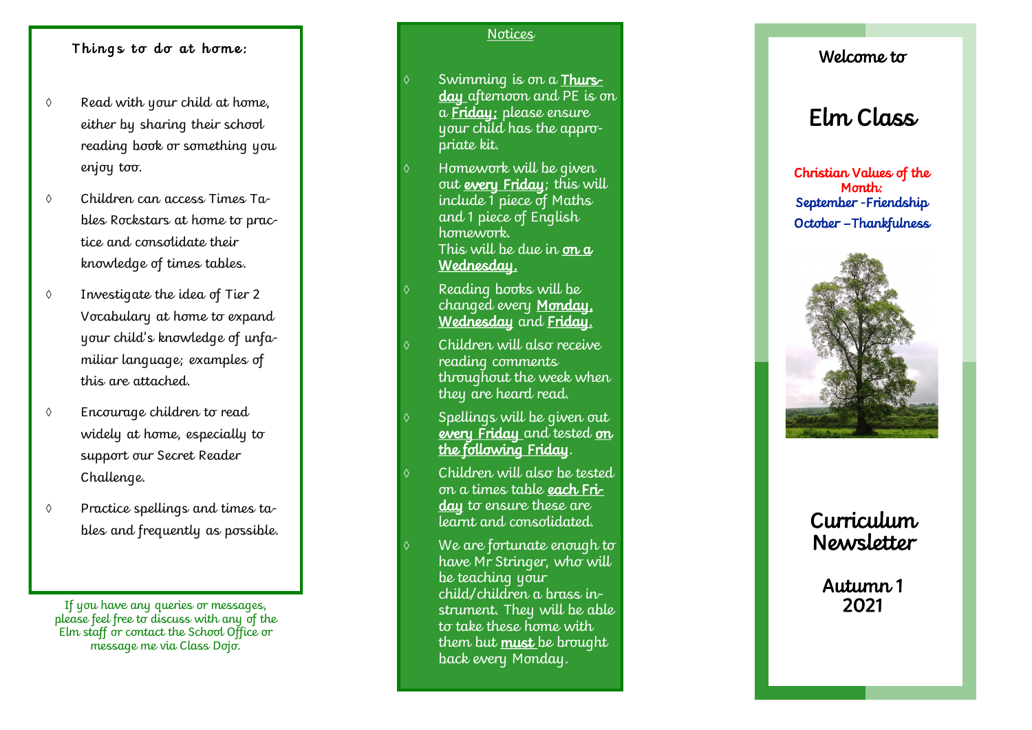### Things to do at home:

- Read with your child at home, either by sharing their school reading book or something you enjoy too.
- Children can access Times Tables Rockstars at home to practice and consolidate their knowledge of times tables.
- Investigate the idea of Tier 2 Vocabulary at home to expand your child's knowledge of unfamiliar language; examples of this are attached.
- Encourage children to read widely at home, especially to support our Secret Reader Challenge.
- Practice spellings and times tables and frequently as possible.

*If you have any queries or messages, please feel free to discuss with any of the Elm staff or contact the School Office or message me via Class Dojo.*

### Notices

- Swimming is on a **Thursday** afternoon and PE is on a **Friday**; please ensure your child has the appropriate kit.
- Homework will be given out **every Friday**; this will include 1 piece of Maths and 1 piece of English homework.
  This will be due in **on a Wednesday.**
- Reading books will be changed every **Monday, Wednesday** and **Friday.**
- Children will also receive reading comments throughout the week when they are heard read.
- Spellings will be given out **every Friday** and tested **on the following Friday**.
- Children will also be tested on a times table **each Friday** to ensure these are learnt and consolidated.
- We are fortunate enough to have Mr Stringer, who will be teaching your child/children a brass instrument. They will be able to take these home with them but **must** be brought back every Monday.

Welcome to

# Elm Class

**Christian Values of the Month:**

**September - Friendship**

**October – Thankfulness**

## Curriculum Newsletter

**Autumn 1 2021**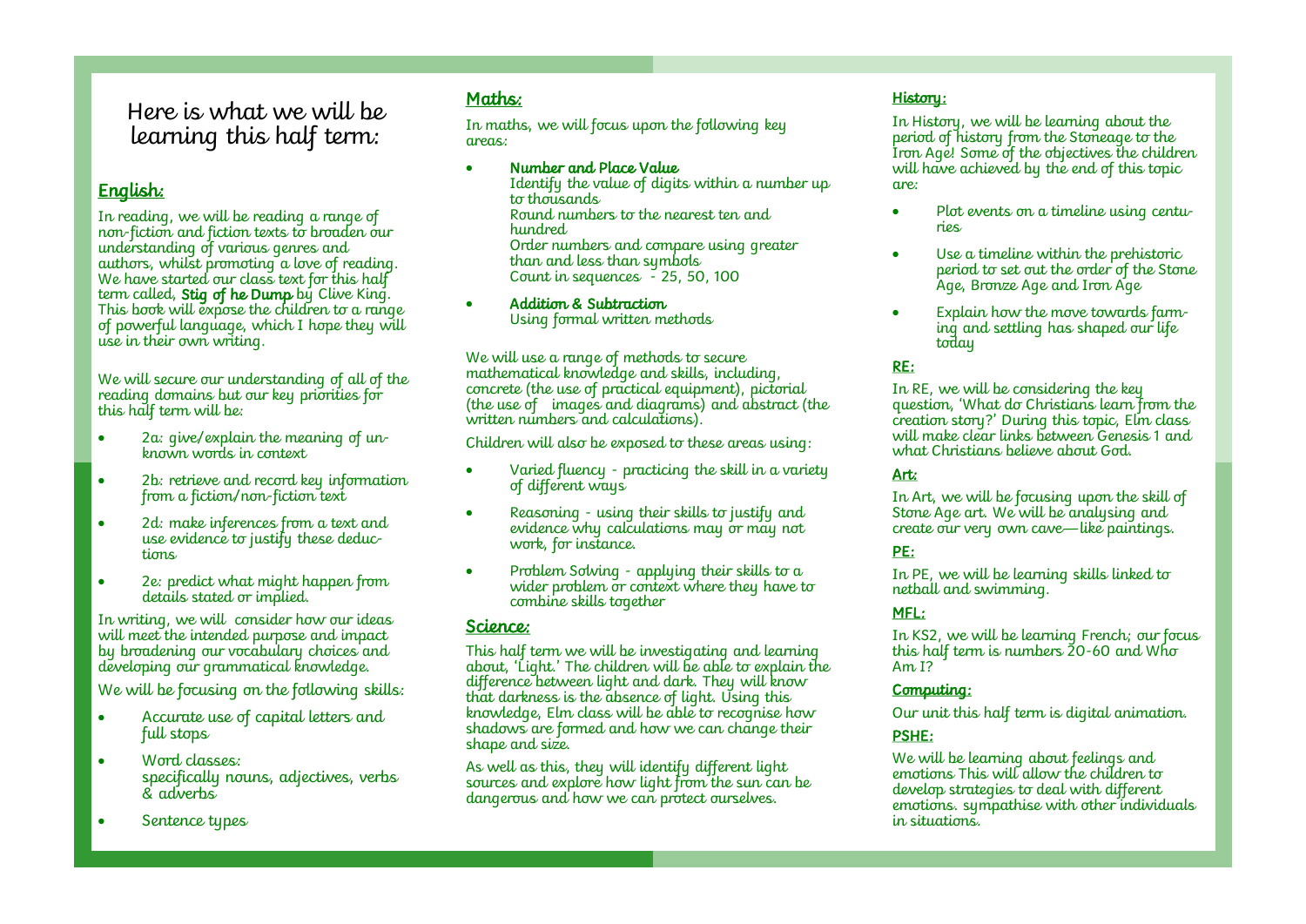# Here is what we will be learning this half term:

## English:

In reading, we will be reading a range of non-fiction and fiction texts to broaden our understanding of various genres and authors, whilst promoting a love of reading. We have started our class text for this half term called, **Stig of he Dump** by Clive King. This book will expose the children to a range of powerful language, which I hope they will use in their own writing.

We will secure our understanding of all of the reading domains but our key priorities for this half term will be:

- 2a: give/explain the meaning of unknown words in context
- 2b: retrieve and record key information from a fiction/non-fiction text
- 2d: make inferences from a text and use evidence to justify these deductions
- 2e: predict what might happen from details stated or implied.

In writing, we will consider how our ideas will meet the intended purpose and impact by broadening our vocabulary choices and developing our grammatical knowledge.

We will be focusing on the following skills:

- Accurate use of capital letters and full stops
- Word classes: specifically nouns, adjectives, verbs & adverbs
- Sentence types

## Maths:

In maths, we will focus upon the following key areas:

- **Number and Place Value**
  Identify the value of digits within a number up to thousands
  Round numbers to the nearest ten and hundred
  Order numbers and compare using greater than and less than symbols
  Count in sequences - 25, 50, 100
- **Addition & Subtraction**
  Using formal written methods

We will use a range of methods to secure mathematical knowledge and skills, including, concrete (the use of practical equipment), pictorial (the use of images and diagrams) and abstract (the written numbers and calculations).

Children will also be exposed to these areas using:

- Varied fluency - practicing the skill in a variety of different ways
- Reasoning - using their skills to justify and evidence why calculations may or may not work, for instance.
- Problem Solving - applying their skills to a wider problem or context where they have to combine skills together

## Science:

This half term we will be investigating and learning about, 'Light.' The children will be able to explain the difference between light and dark. They will know that darkness is the absence of light. Using this knowledge, Elm class will be able to recognise how shadows are formed and how we can change their shape and size.

As well as this, they will identify different light sources and explore how light from the sun can be dangerous and how we can protect ourselves.

## History:

In History, we will be learning about the period of history from the Stoneage to the Iron Age! Some of the objectives the children will have achieved by the end of this topic are:

- Plot events on a timeline using centuries
- Use a timeline within the prehistoric period to set out the order of the Stone Age, Bronze Age and Iron Age
- Explain how the move towards farming and settling has shaped our life today

## RE:

In RE, we will be considering the key question, 'What do Christians learn from the creation story?' During this topic, Elm class will make clear links between Genesis 1 and what Christians believe about God.

## Art:

In Art, we will be focusing upon the skill of Stone Age art. We will be analysing and create our very own cave—like paintings.

## PE:

In PE, we will be learning skills linked to netball and swimming.

## MFL:

In KS2, we will be learning French; our focus this half term is numbers 20-60 and Who Am I?

## Computing:

Our unit this half term is digital animation.

## PSHE:

We will be learning about feelings and emotions This will allow the children to develop strategies to deal with different emotions. sympathise with other individuals in situations.